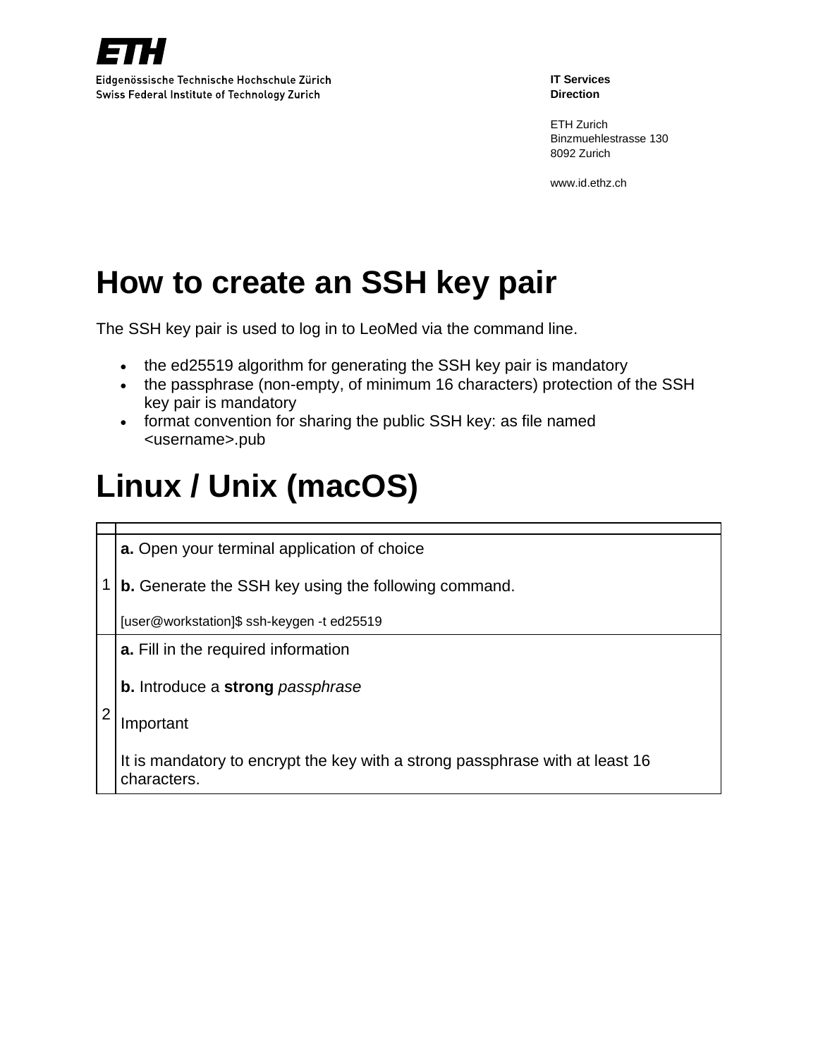ETH

Eidgenössische Technische Hochschule Zürich
Swiss Federal Institute of Technology Zurich

**IT Services**
**Direction**

ETH Zurich
Binzmuehlestrasse 130
8092 Zurich

www.id.ethz.ch

# How to create an SSH key pair

The SSH key pair is used to log in to LeoMed via the command line.

- the ed25519 algorithm for generating the SSH key pair is mandatory
- the passphrase (non-empty, of minimum 16 characters) protection of the SSH key pair is mandatory
- format convention for sharing the public SSH key: as file named <username>.pub

# Linux / Unix (macOS)

| | |
|---|---|
| 1 | **a.** Open your terminal application of choice<br><br>**b.** Generate the SSH key using the following command.<br><br>[user@workstation]$ ssh-keygen -t ed25519 |
| 2 | **a.** Fill in the required information<br><br>**b.** Introduce a **strong** *passphrase*<br><br>Important<br><br>It is mandatory to encrypt the key with a strong passphrase with at least 16 characters. |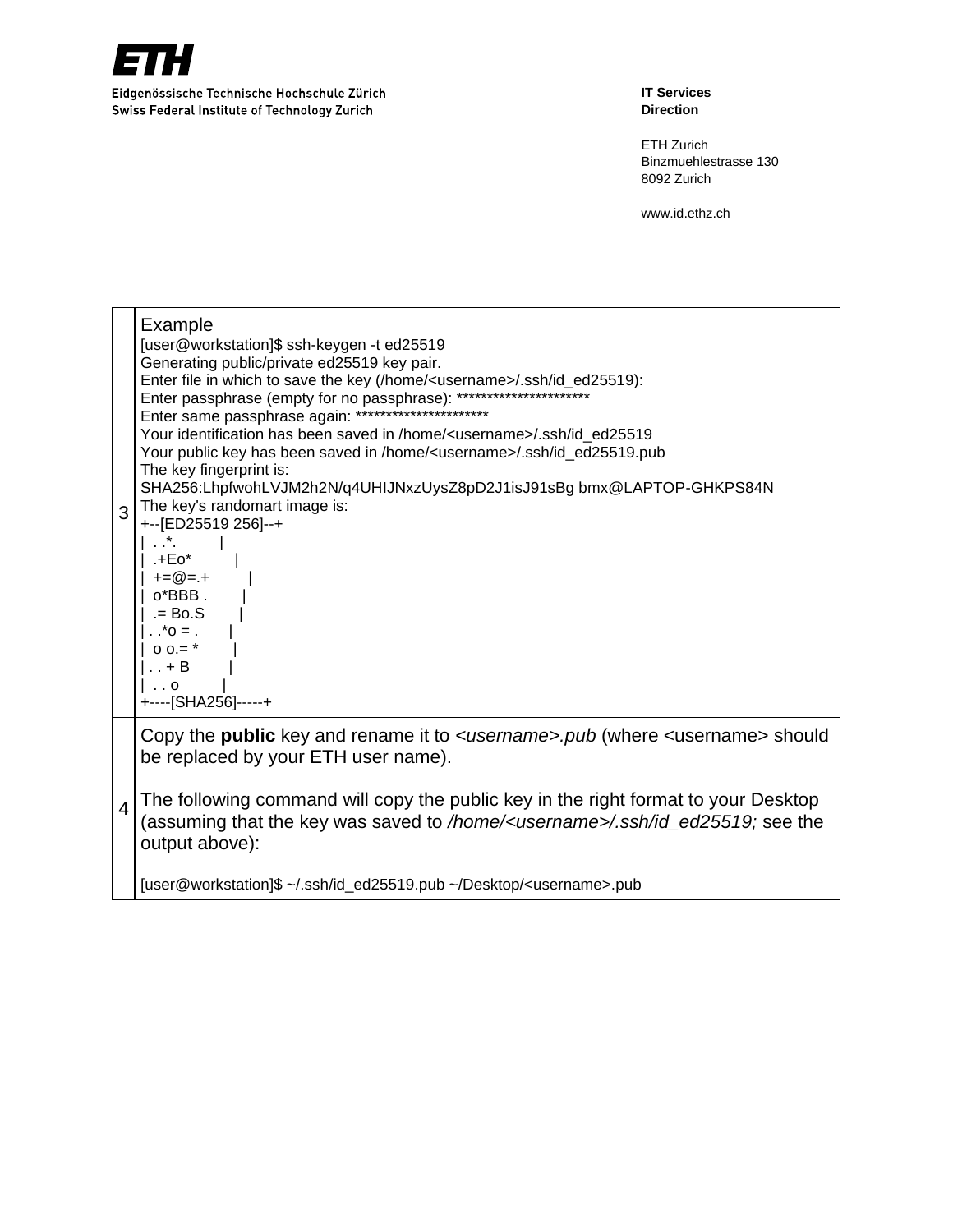| | |
|---|---|
| 3 | Example<br>[user@workstation]$ ssh-keygen -t ed25519<br>Generating public/private ed25519 key pair.<br>Enter file in which to save the key (/home/<username>/.ssh/id_ed25519):<br>Enter passphrase (empty for no passphrase): **********************<br>Enter same passphrase again: **********************<br>Your identification has been saved in /home/<username>/.ssh/id_ed25519<br>Your public key has been saved in /home/<username>/.ssh/id_ed25519.pub<br>The key fingerprint is:<br>SHA256:LhpfwohLVJM2h2N/q4UHIJNxzUysZ8pD2J1isJ91sBg bmx@LAPTOP-GHKPS84N<br>The key's randomart image is:<br>+--[ED25519 256]--+<br>\|  . .*.          \|<br>\|  .+Eo*          \|<br>\|  +=@=.+         \|<br>\|  o*BBB .        \|<br>\|  .= Bo.S        \|<br>\| . .*o = .       \|<br>\|  o o.= *        \|<br>\| . . + B         \|<br>\|  . . o          \|<br>+----[SHA256]-----+ |
| 4 | Copy the **public** key and rename it to *<username>.pub* (where <username> should be replaced by your ETH user name).<br><br>The following command will copy the public key in the right format to your Desktop (assuming that the key was saved to */home/<username>/.ssh/id_ed25519;* see the output above):<br><br>[user@workstation]$ ~/.ssh/id_ed25519.pub ~/Desktop/<username>.pub |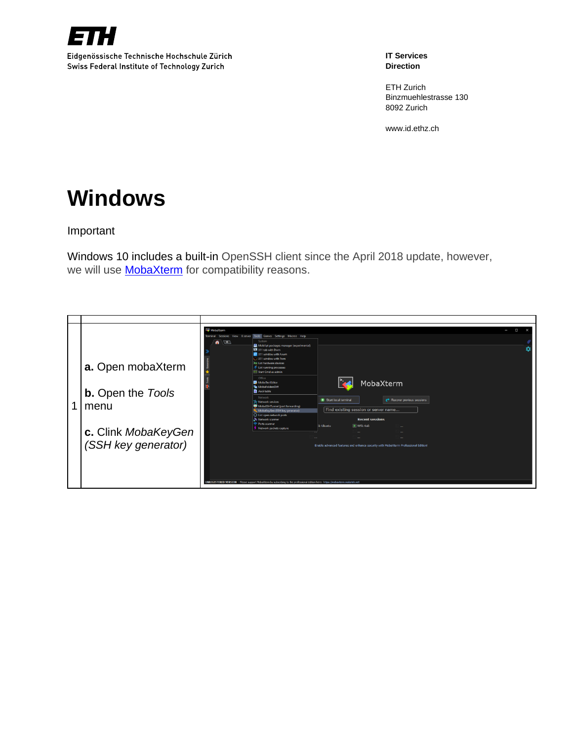# Windows

Important

Windows 10 includes a built-in OpenSSH client since the April 2018 update, however, we will use [MobaXterm]() for compatibility reasons.

| | | |
|---|---|---|
| 1 | **a.** Open mobaXterm<br><br>**b.** Open the *Tools* menu<br><br>**c.** Clink *MobaKeyGen (SSH key generator)* | |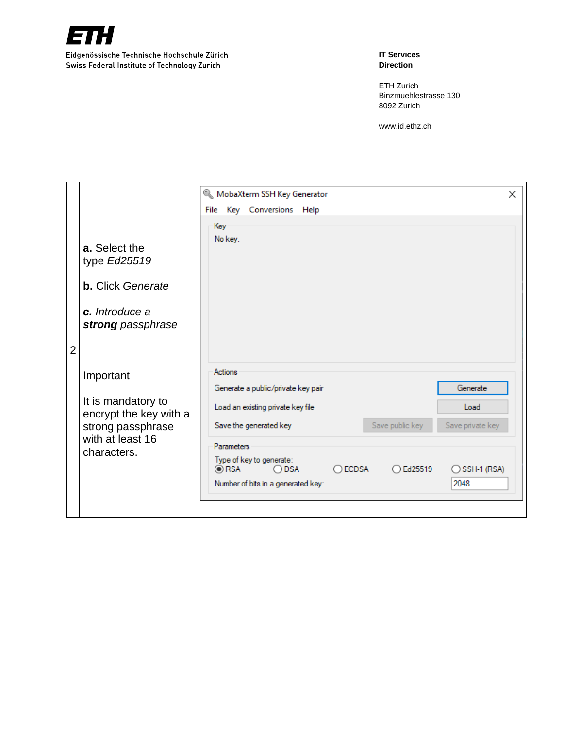Eidgenössische Technische Hochschule Zürich
Swiss Federal Institute of Technology Zurich

**IT Services**
**Direction**

ETH Zurich
Binzmuehlestrasse 130
8092 Zurich

www.id.ethz.ch

| | | |
|---|---|---|
| 2 | **a.** Select the type *Ed25519*<br><br>**b.** Click *Generate*<br><br>***c.*** *Introduce a* ***strong*** *passphrase*<br><br>Important<br><br>It is mandatory to encrypt the key with a strong passphrase with at least 16 characters. | MobaXterm SSH Key Generator<br>File Key Conversions Help<br>Key<br>No key.<br>Actions<br>Generate a public/private key pair — Generate<br>Load an existing private key file — Load<br>Save the generated key — Save public key — Save private key<br>Parameters<br>Type of key to generate: RSA, DSA, ECDSA, Ed25519, SSH-1 (RSA)<br>Number of bits in a generated key: 2048 |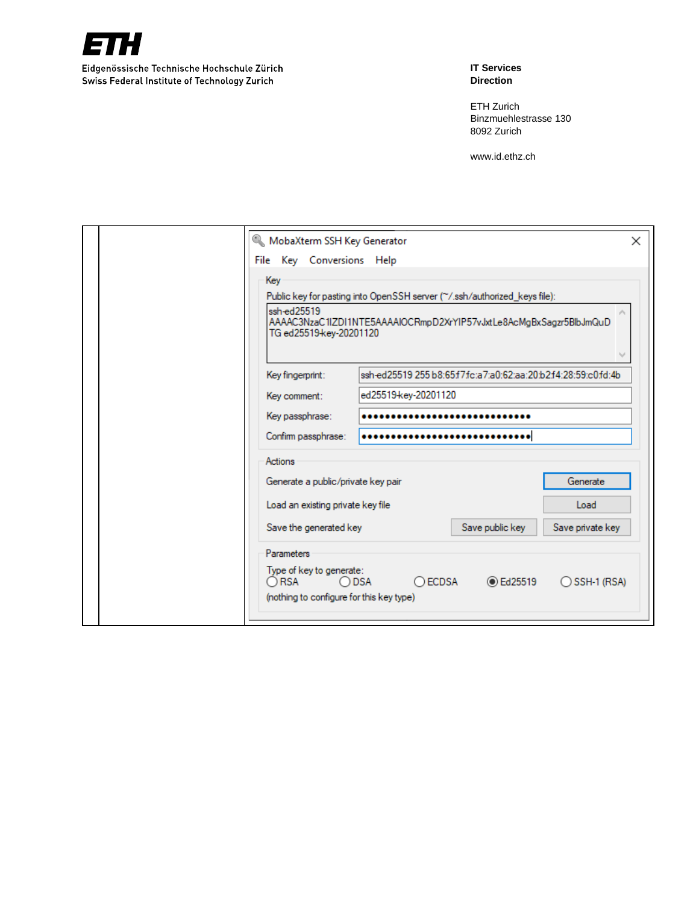| | | MobaXterm SSH Key Generator<br><br>File Key Conversions Help<br><br>**Key**<br>Public key for pasting into OpenSSH server (~/.ssh/authorized_keys file):<br>ssh-ed25519 AAAAC3NzaC1lZDI1NTE5AAAAIOCRmpD2XrYIP57vJxtLe8AcMgBxSagzr5BlbJmQuDTG ed25519-key-20201120<br><br>Key fingerprint: ssh-ed25519 255 b8:65:f7:fc:a7:a0:62:aa:20:b2:f4:28:59:c0:fd:4b<br>Key comment: ed25519-key-20201120<br>Key passphrase: ••••••••••••••••••••••••••••••<br>Confirm passphrase: ••••••••••••••••••••••••••••••<br><br>**Actions**<br>Generate a public/private key pair [Generate]<br>Load an existing private key file [Load]<br>Save the generated key [Save public key] [Save private key]<br><br>**Parameters**<br>Type of key to generate:<br>○ RSA ○ DSA ○ ECDSA ◉ Ed25519 ○ SSH-1 (RSA)<br>(nothing to configure for this key type) |
|---|---|---|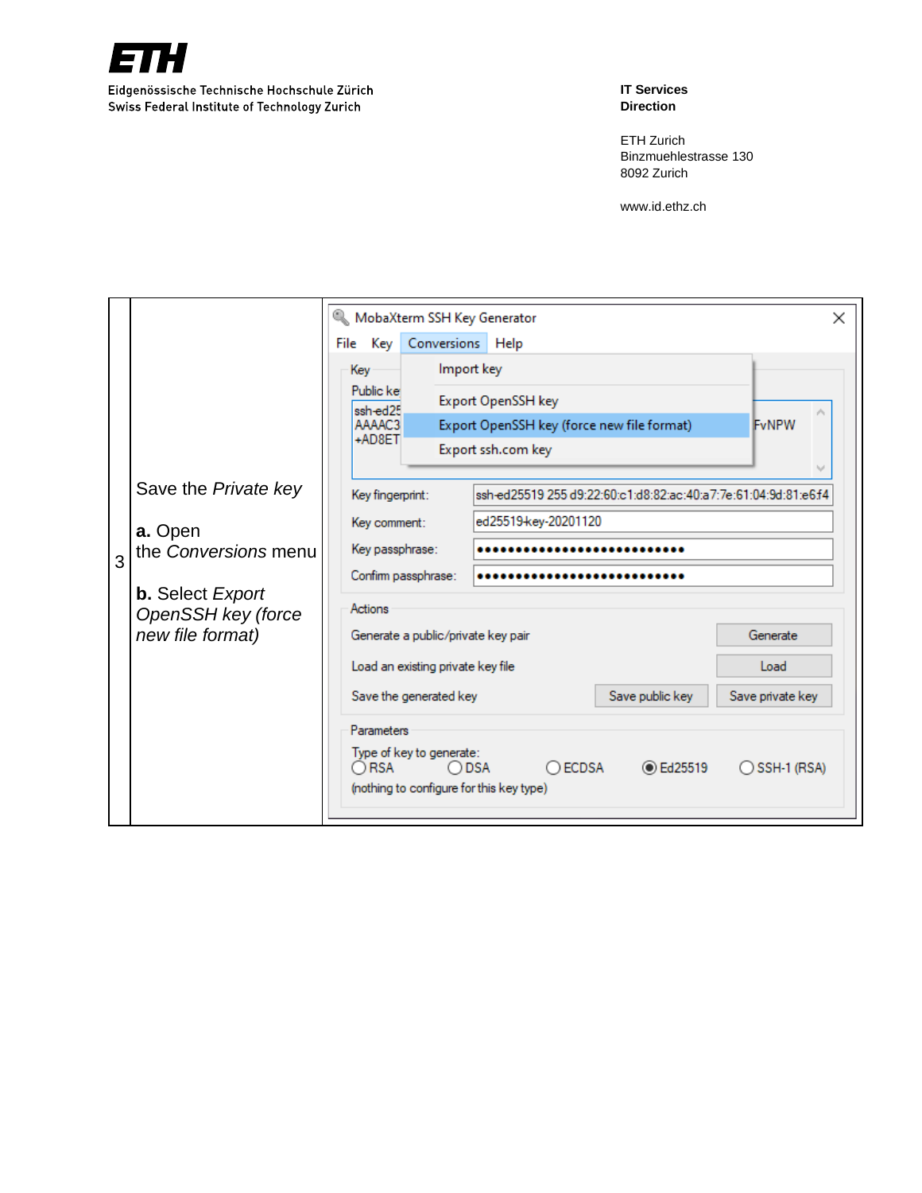| | | |
|---|---|---|
| 3 | Save the *Private key*<br><br>**a.** Open the *Conversions* menu<br><br>**b.** Select *Export OpenSSH key (force new file format)* | |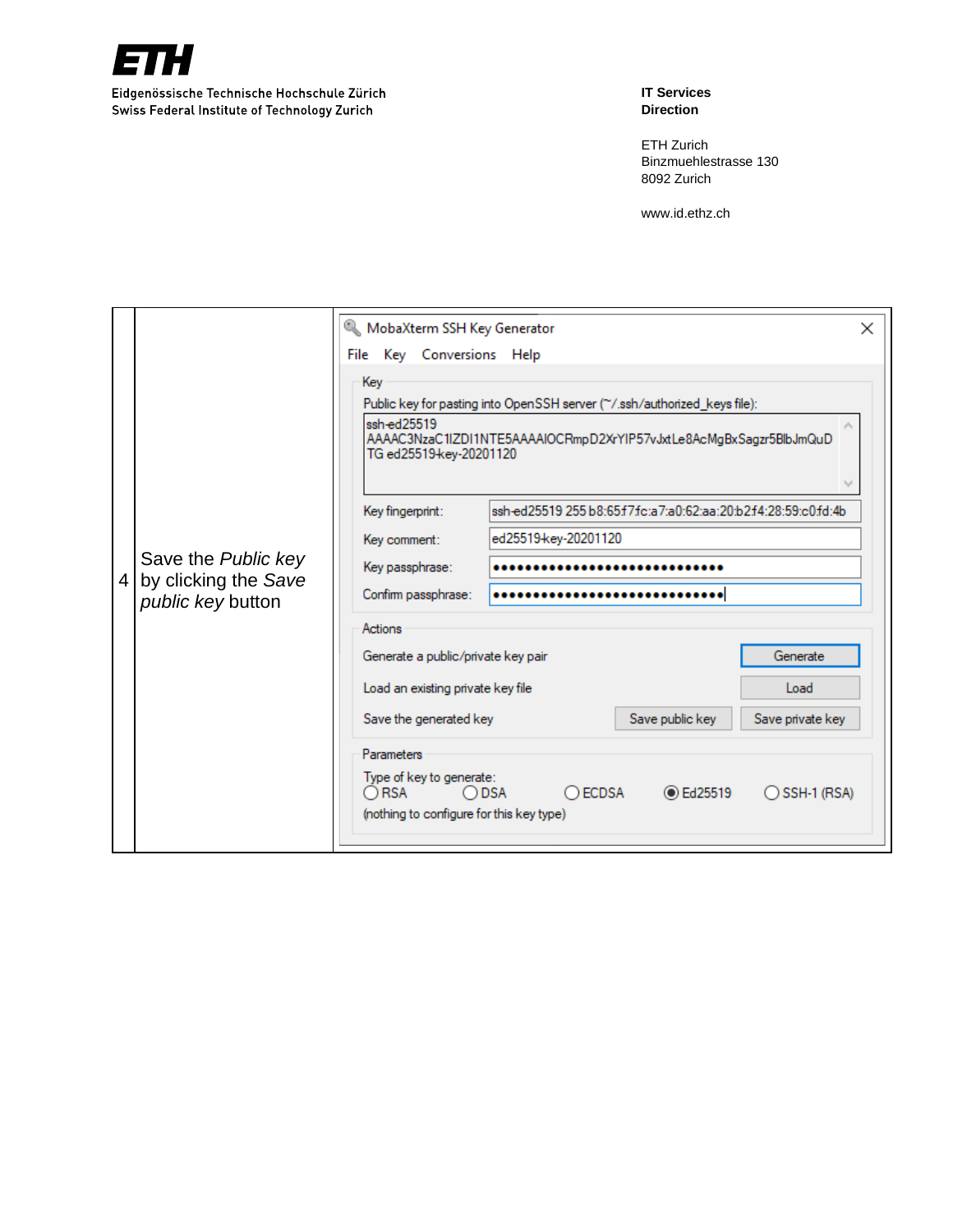| | | |
|---|---|---|
| 4 | Save the *Public key* by clicking the *Save public key* button | MobaXterm SSH Key Generator<br>File Key Conversions Help<br>Key<br>Public key for pasting into OpenSSH server (~/.ssh/authorized_keys file):<br>ssh-ed25519 AAAAC3NzaC1lZDI1NTE5AAAAIOCRmpD2XrYIP57vJxtLe8AcMgBxSagzr5BlbJmQuDTG ed25519-key-20201120<br>Key fingerprint: ssh-ed25519 255 b8:65:f7:fc:a7:a0:62:aa:20:b2:f4:28:59:c0:fd:4b<br>Key comment: ed25519-key-20201120<br>Key passphrase: ••••••••••••••••••••••••••••••<br>Confirm passphrase: ••••••••••••••••••••••••••••••<br>Actions<br>Generate a public/private key pair — Generate<br>Load an existing private key file — Load<br>Save the generated key — Save public key, Save private key<br>Parameters<br>Type of key to generate: RSA, DSA, ECDSA, Ed25519 (selected), SSH-1 (RSA)<br>(nothing to configure for this key type) |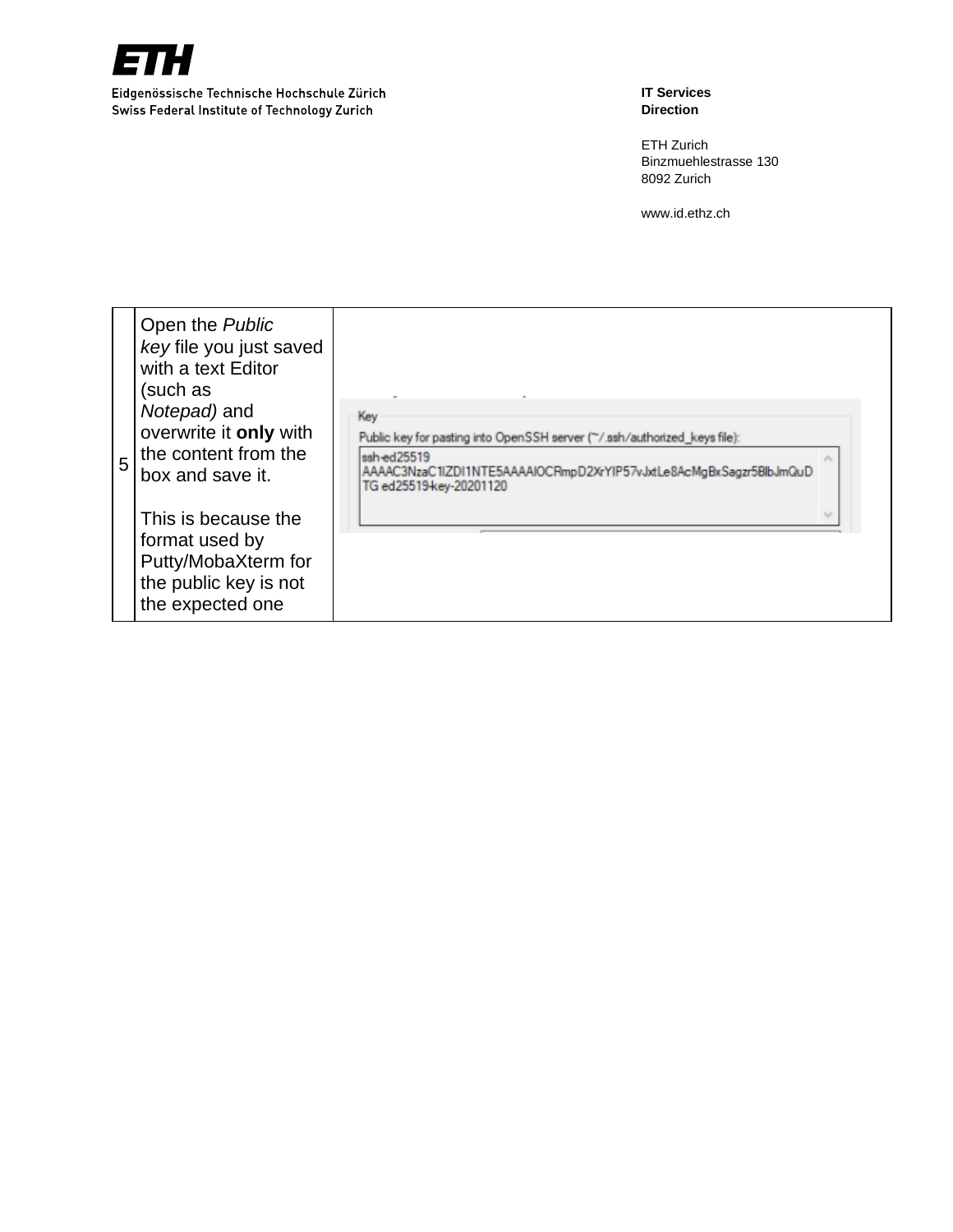| | | |
|---|---|---|
| 5 | Open the *Public key* file you just saved with a text Editor (such as *Notepad)* and overwrite it **only** with the content from the box and save it.<br><br>This is because the format used by Putty/MobaXterm for the public key is not the expected one | |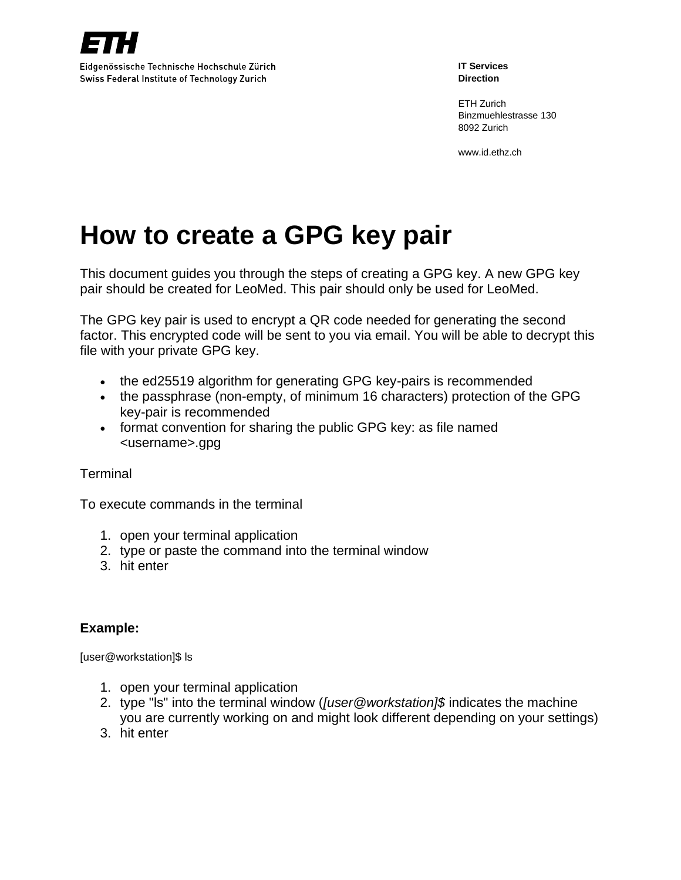Eidgenössische Technische Hochschule Zürich
Swiss Federal Institute of Technology Zurich

**IT Services**
**Direction**

ETH Zurich
Binzmuehlestrasse 130
8092 Zurich

www.id.ethz.ch

# How to create a GPG key pair

This document guides you through the steps of creating a GPG key. A new GPG key pair should be created for LeoMed. This pair should only be used for LeoMed.

The GPG key pair is used to encrypt a QR code needed for generating the second factor. This encrypted code will be sent to you via email. You will be able to decrypt this file with your private GPG key.

- the ed25519 algorithm for generating GPG key-pairs is recommended
- the passphrase (non-empty, of minimum 16 characters) protection of the GPG key-pair is recommended
- format convention for sharing the public GPG key: as file named <username>.gpg

Terminal

To execute commands in the terminal

1. open your terminal application
2. type or paste the command into the terminal window
3. hit enter

**Example:**

```
[user@workstation]$ ls
```

1. open your terminal application
2. type "ls" into the terminal window (*[user@workstation]$* indicates the machine you are currently working on and might look different depending on your settings)
3. hit enter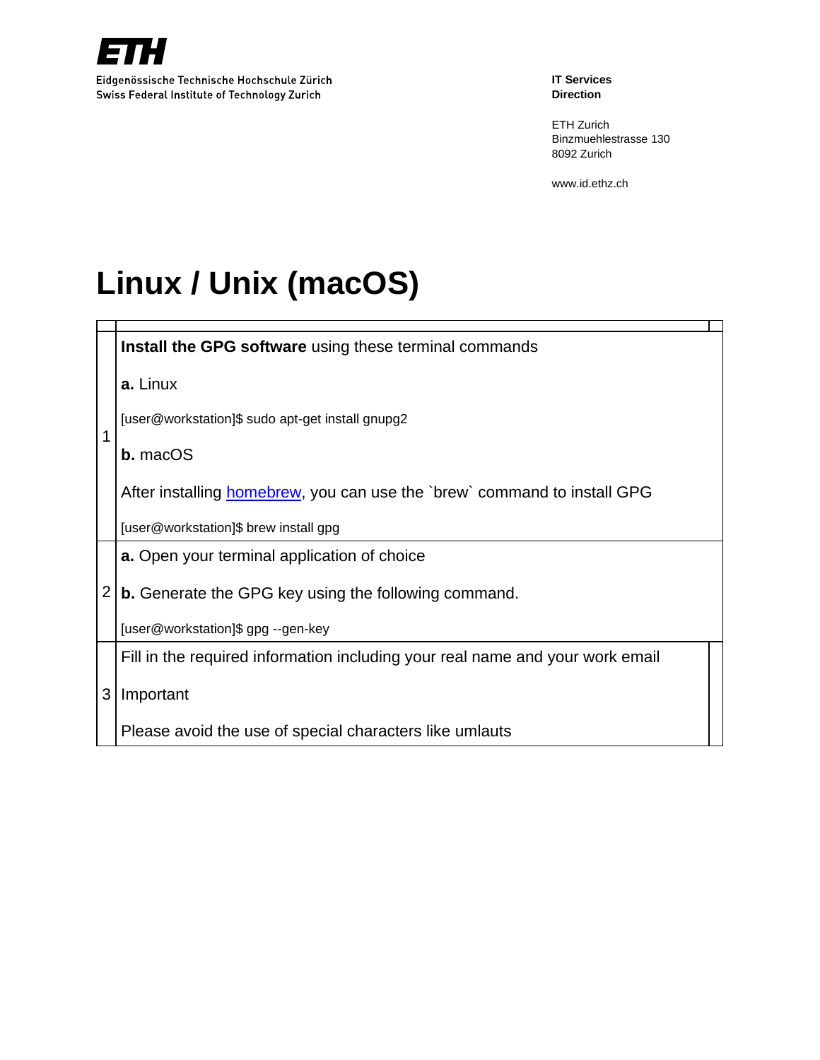Eidgenössische Technische Hochschule Zürich
Swiss Federal Institute of Technology Zurich

**IT Services**
**Direction**

ETH Zurich
Binzmuehlestrasse 130
8092 Zurich

www.id.ethz.ch

# Linux / Unix (macOS)

| | |
|---|---|
| 1 | **Install the GPG software** using these terminal commands<br><br>**a.** Linux<br><br>[user@workstation]$ sudo apt-get install gnupg2<br><br>**b.** macOS<br><br>After installing homebrew, you can use the `brew` command to install GPG<br><br>[user@workstation]$ brew install gpg |
| 2 | **a.** Open your terminal application of choice<br><br>**b.** Generate the GPG key using the following command.<br><br>[user@workstation]$ gpg --gen-key |
| 3 | Fill in the required information including your real name and your work email<br><br>Important<br><br>Please avoid the use of special characters like umlauts |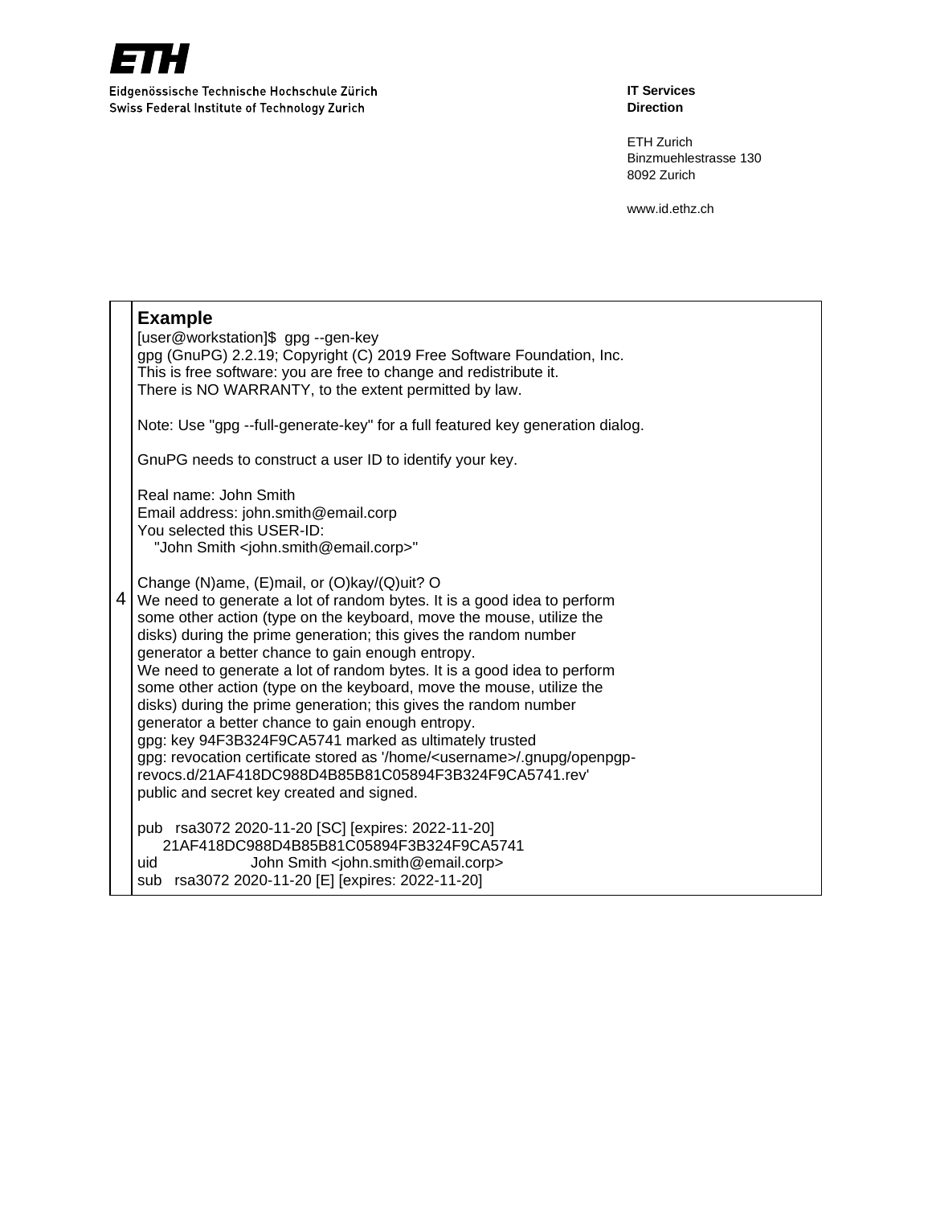**IT Services**
**Direction**

ETH Zurich
Binzmuehlestrasse 130
8092 Zurich

www.id.ethz.ch

| | |
|---|---|
| 4 | **Example** |

```
[user@workstation]$  gpg --gen-key
gpg (GnuPG) 2.2.19; Copyright (C) 2019 Free Software Foundation, Inc.
This is free software: you are free to change and redistribute it.
There is NO WARRANTY, to the extent permitted by law.

Note: Use "gpg --full-generate-key" for a full featured key generation dialog.

GnuPG needs to construct a user ID to identify your key.

Real name: John Smith
Email address: john.smith@email.corp
You selected this USER-ID:
    "John Smith <john.smith@email.corp>"

Change (N)ame, (E)mail, or (O)kay/(Q)uit? O
We need to generate a lot of random bytes. It is a good idea to perform
some other action (type on the keyboard, move the mouse, utilize the
disks) during the prime generation; this gives the random number
generator a better chance to gain enough entropy.
We need to generate a lot of random bytes. It is a good idea to perform
some other action (type on the keyboard, move the mouse, utilize the
disks) during the prime generation; this gives the random number
generator a better chance to gain enough entropy.
gpg: key 94F3B324F9CA5741 marked as ultimately trusted
gpg: revocation certificate stored as '/home/<username>/.gnupg/openpgp-revocs.d/21AF418DC988D4B85B81C05894F3B324F9CA5741.rev'
public and secret key created and signed.

pub   rsa3072 2020-11-20 [SC] [expires: 2022-11-20]
      21AF418DC988D4B85B81C05894F3B324F9CA5741
uid                      John Smith <john.smith@email.corp>
sub   rsa3072 2020-11-20 [E] [expires: 2022-11-20]
```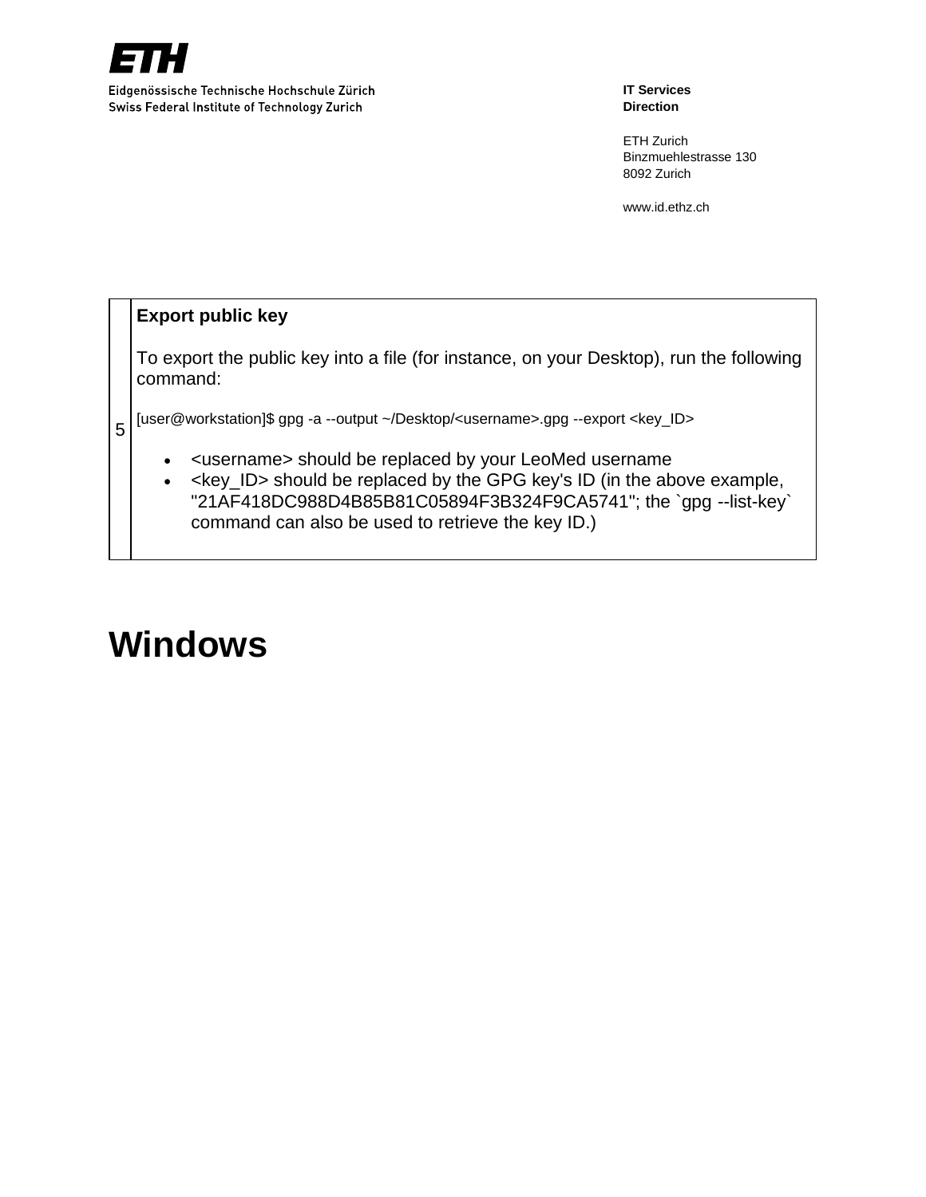| | |
|---|---|
| 5 | **Export public key**<br><br>To export the public key into a file (for instance, on your Desktop), run the following command:<br><br>`[user@workstation]$ gpg -a --output ~/Desktop/<username>.gpg --export <key_ID>`<br><br>• <username> should be replaced by your LeoMed username<br>• <key_ID> should be replaced by the GPG key's ID (in the above example, "21AF418DC988D4B85B81C05894F3B324F9CA5741"; the `gpg --list-key` command can also be used to retrieve the key ID.) |

# Windows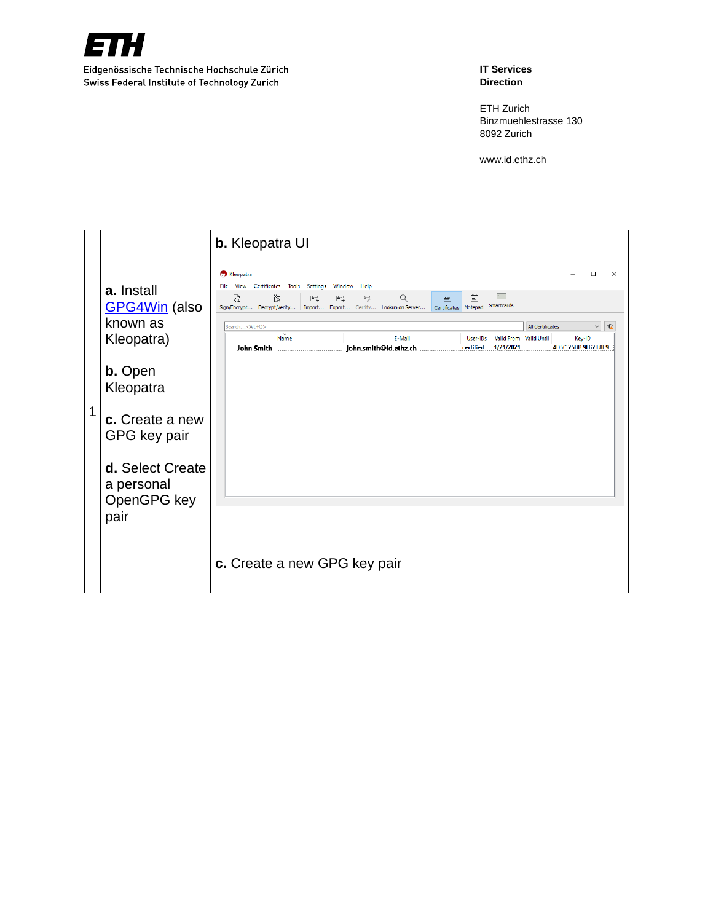| | | |
|---|---|---|
| 1 | **a.** Install GPG4Win (also known as Kleopatra)<br><br>**b.** Open Kleopatra<br><br>**c.** Create a new GPG key pair<br><br>**d.** Select Create a personal OpenGPG key pair | **b.** Kleopatra UI<br><br>Kleopatra<br>File View Certificates Tools Settings Window Help<br>Sign/Encrypt... Decrypt/Verify... Import... Export... Certify... Lookup on Server... Certificates Notepad Smartcards<br>Search... <Alt+Q> All Certificates<br>Name E-Mail User-IDs Valid From Valid Until Key-ID<br>John Smith john.smith@id.ethz.ch certified 1/21/2021 4D5C 25BB 9F62 F8E9<br><br>**c.** Create a new GPG key pair |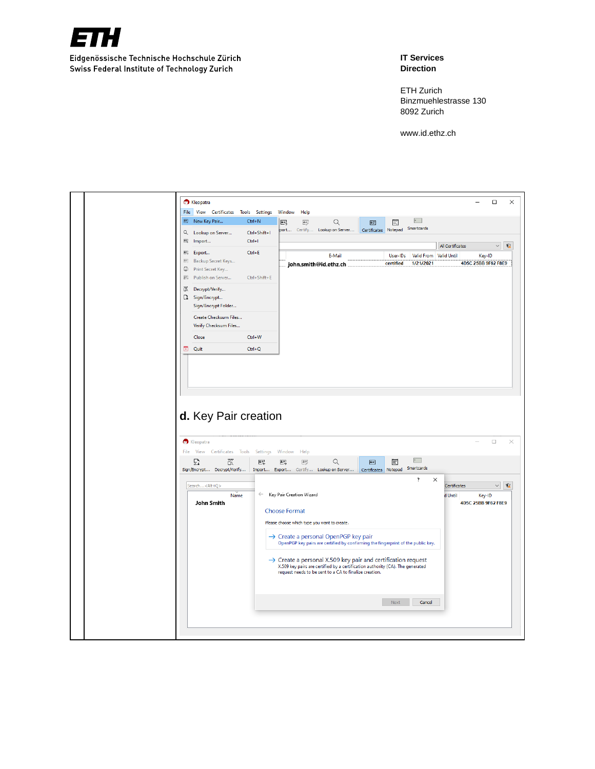Eidgenössische Technische Hochschule Zürich
Swiss Federal Institute of Technology Zurich

**IT Services**
**Direction**

ETH Zurich
Binzmuehlestrasse 130
8092 Zurich

www.id.ethz.ch

**d.** Key Pair creation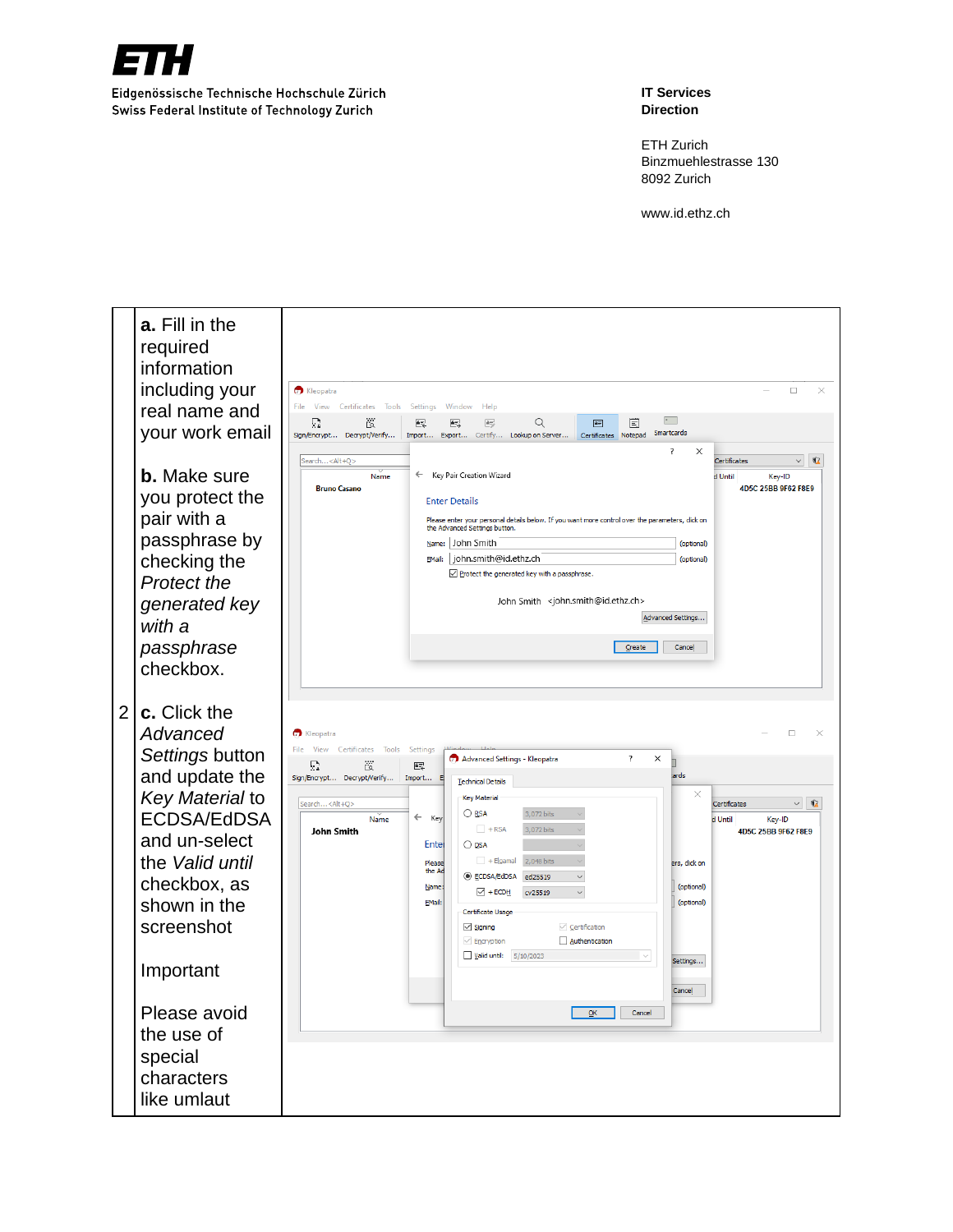| | | |
|---|---|---|
| | **a.** Fill in the required information including your real name and your work email<br><br>**b.** Make sure you protect the pair with a passphrase by checking the *Protect the generated key with a passphrase* checkbox. | |
| 2 | **c.** Click the *Advanced Settings* button and update the *Key Material* to ECDSA/EdDSA and un-select the *Valid until* checkbox, as shown in the screenshot<br><br>Important<br><br>Please avoid the use of special characters like umlaut | |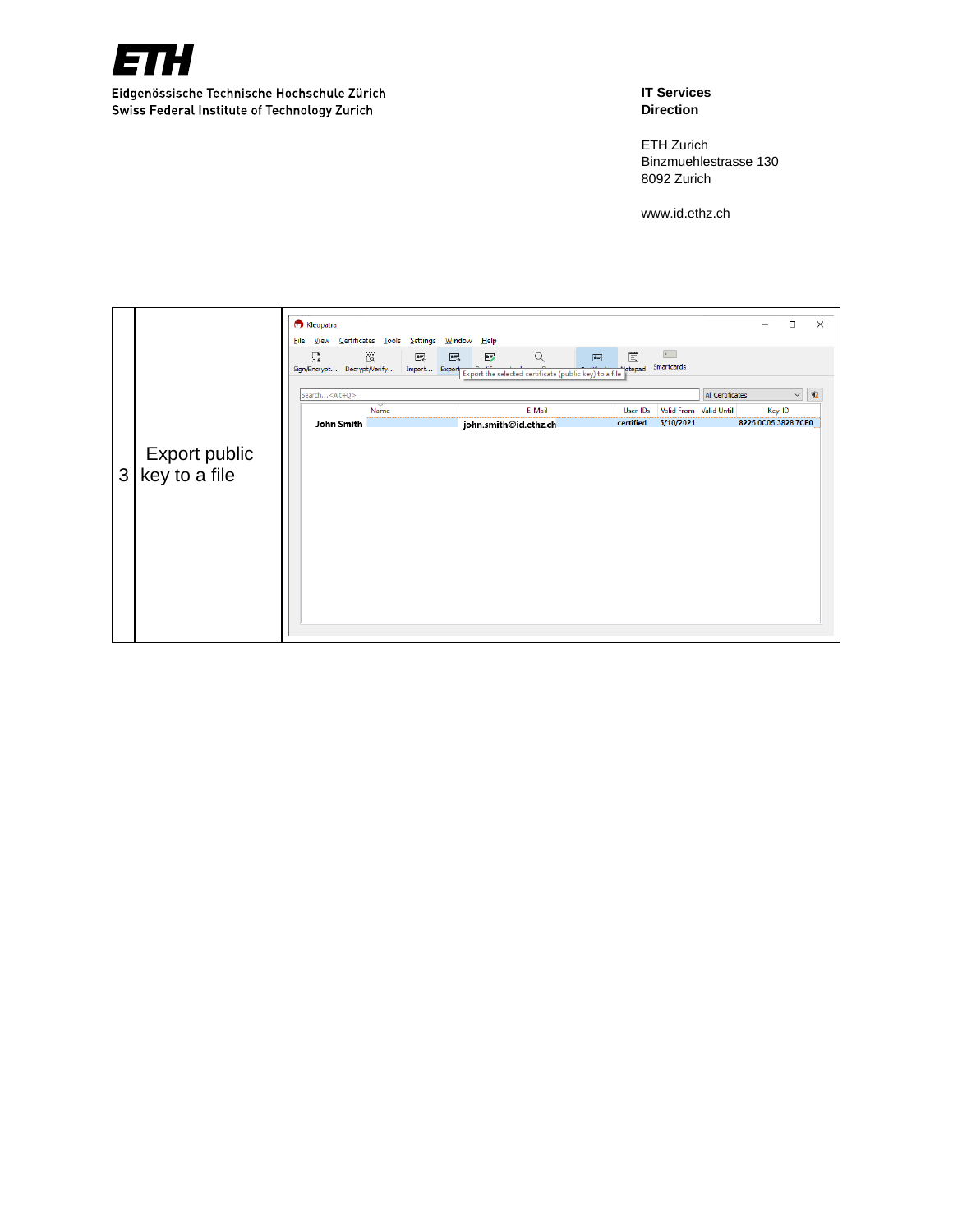Eidgenössische Technische Hochschule Zürich
Swiss Federal Institute of Technology Zurich

**IT Services**
**Direction**

ETH Zurich
Binzmuehlestrasse 130
8092 Zurich

www.id.ethz.ch

| | | |
|---|---|---|
| 3 | Export public key to a file | Kleopatra<br>File View Certificates Tools Settings Window Help<br>Sign/Encrypt... Decrypt/Verify... Import... Export Export the selected certificate (public key) to a file Notepad Smartcards<br>Search...<Alt+Q> All Certificates<br>Name / E-Mail / User-IDs / Valid From / Valid Until / Key-ID<br>John Smith / john.smith@id.ethz.ch / certified / 5/10/2021 / / 8225 0C05 3828 7CE0 |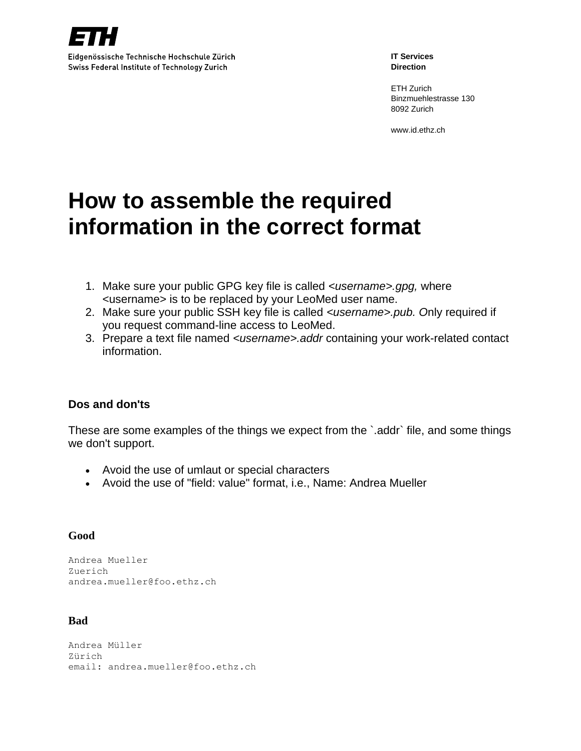**ETH**

Eidgenössische Technische Hochschule Zürich
Swiss Federal Institute of Technology Zurich

**IT Services**
**Direction**

ETH Zurich
Binzmuehlestrasse 130
8092 Zurich

www.id.ethz.ch

# How to assemble the required information in the correct format

1. Make sure your public GPG key file is called *<username>.gpg,* where <username> is to be replaced by your LeoMed user name.
2. Make sure your public SSH key file is called *<username>.pub. O*nly required if you request command-line access to LeoMed.
3. Prepare a text file named *<username>.addr* containing your work-related contact information.

### Dos and don'ts

These are some examples of the things we expect from the `.addr` file, and some things we don't support.

- Avoid the use of umlaut or special characters
- Avoid the use of "field: value" format, i.e., Name: Andrea Mueller

#### Good

```
Andrea Mueller
Zuerich
andrea.mueller@foo.ethz.ch
```

#### Bad

```
Andrea Müller
Zürich
email: andrea.mueller@foo.ethz.ch
```